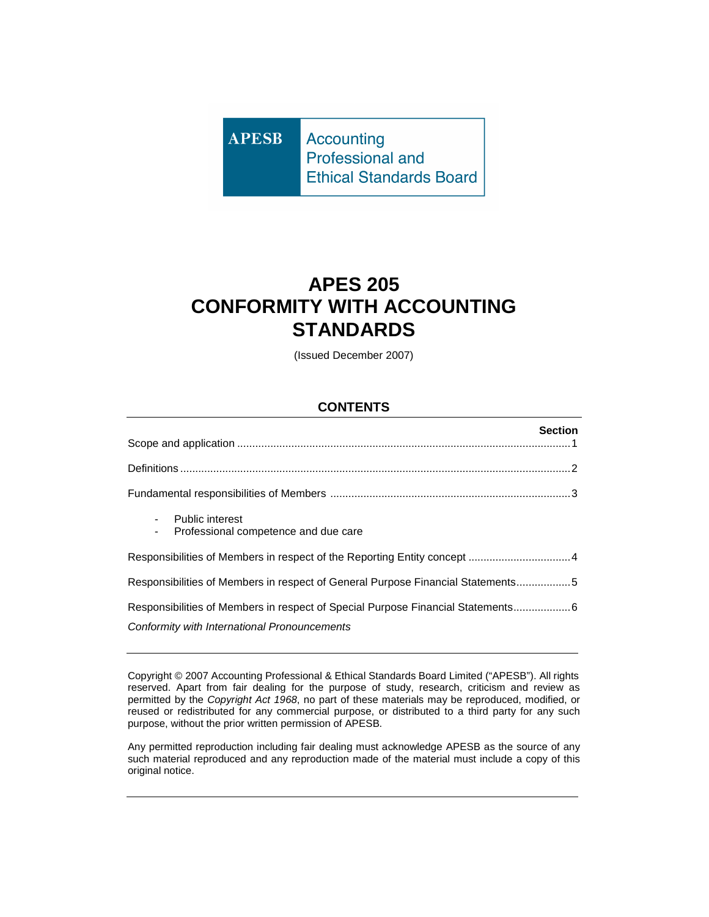APESB Accounting Professional and Ethical Standards Board

# APES 205 CONFORMITY WITH ACCOUNTING STANDARDS

(Issued December 2007)

## CONTENTS

| | Section |
|---|---|
| Scope and application | 1 |
| Definitions | 2 |
| Fundamental responsibilities of Members | 3 |
| - Public interest<br>- Professional competence and due care | |
| Responsibilities of Members in respect of the Reporting Entity concept | 4 |
| Responsibilities of Members in respect of General Purpose Financial Statements | 5 |
| Responsibilities of Members in respect of Special Purpose Financial Statements | 6 |
| *Conformity with International Pronouncements* | |

---

Copyright © 2007 Accounting Professional & Ethical Standards Board Limited ("APESB"). All rights reserved. Apart from fair dealing for the purpose of study, research, criticism and review as permitted by the *Copyright Act 1968*, no part of these materials may be reproduced, modified, or reused or redistributed for any commercial purpose, or distributed to a third party for any such purpose, without the prior written permission of APESB.

Any permitted reproduction including fair dealing must acknowledge APESB as the source of any such material reproduced and any reproduction made of the material must include a copy of this original notice.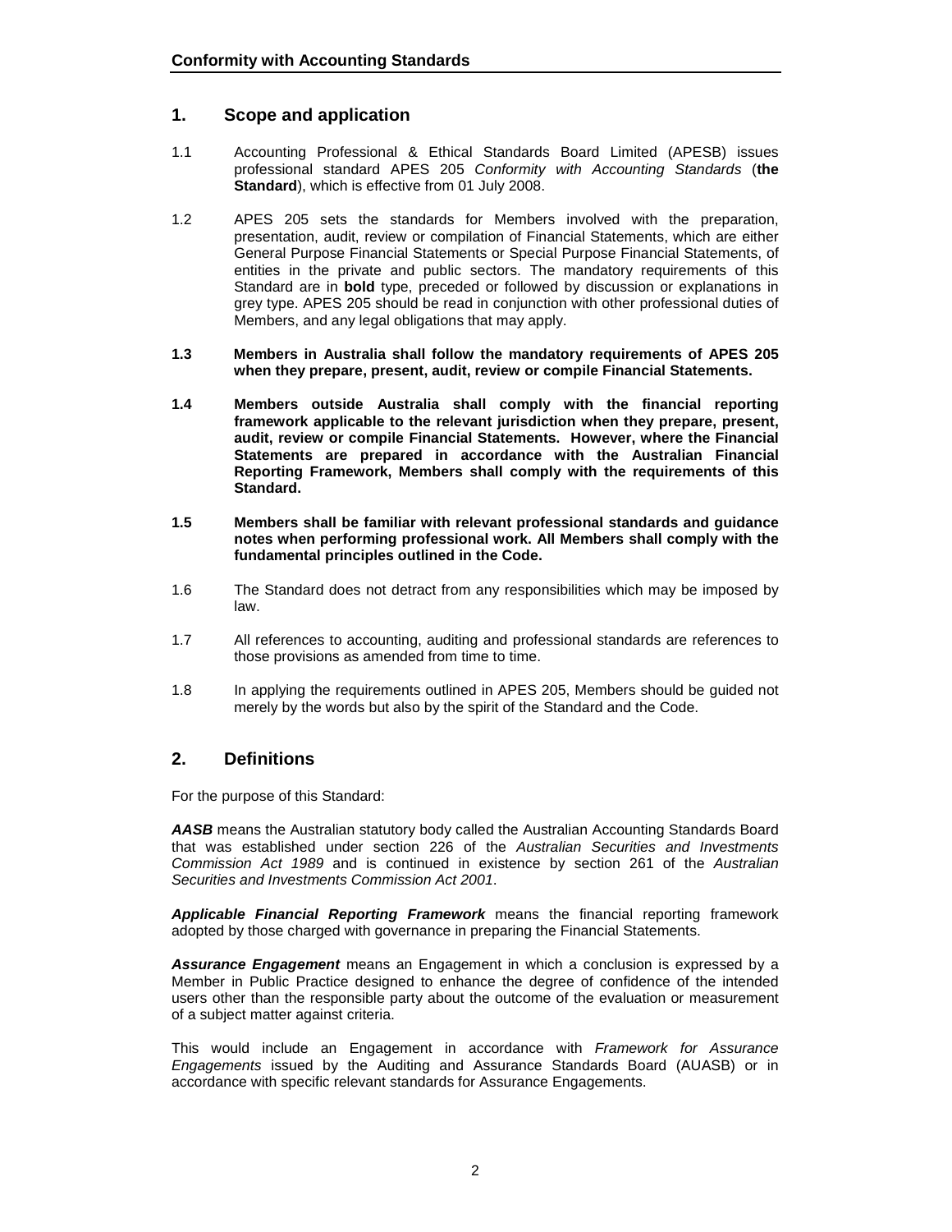## 1. Scope and application

1.1 Accounting Professional & Ethical Standards Board Limited (APESB) issues professional standard APES 205 *Conformity with Accounting Standards* (**the Standard**), which is effective from 01 July 2008.

1.2 APES 205 sets the standards for Members involved with the preparation, presentation, audit, review or compilation of Financial Statements, which are either General Purpose Financial Statements or Special Purpose Financial Statements, of entities in the private and public sectors. The mandatory requirements of this Standard are in **bold** type, preceded or followed by discussion or explanations in grey type. APES 205 should be read in conjunction with other professional duties of Members, and any legal obligations that may apply.

**1.3 Members in Australia shall follow the mandatory requirements of APES 205 when they prepare, present, audit, review or compile Financial Statements.**

**1.4 Members outside Australia shall comply with the financial reporting framework applicable to the relevant jurisdiction when they prepare, present, audit, review or compile Financial Statements. However, where the Financial Statements are prepared in accordance with the Australian Financial Reporting Framework, Members shall comply with the requirements of this Standard.**

**1.5 Members shall be familiar with relevant professional standards and guidance notes when performing professional work. All Members shall comply with the fundamental principles outlined in the Code.**

1.6 The Standard does not detract from any responsibilities which may be imposed by law.

1.7 All references to accounting, auditing and professional standards are references to those provisions as amended from time to time.

1.8 In applying the requirements outlined in APES 205, Members should be guided not merely by the words but also by the spirit of the Standard and the Code.

## 2. Definitions

For the purpose of this Standard:

***AASB*** means the Australian statutory body called the Australian Accounting Standards Board that was established under section 226 of the *Australian Securities and Investments Commission Act 1989* and is continued in existence by section 261 of the *Australian Securities and Investments Commission Act 2001*.

***Applicable Financial Reporting Framework*** means the financial reporting framework adopted by those charged with governance in preparing the Financial Statements.

***Assurance Engagement*** means an Engagement in which a conclusion is expressed by a Member in Public Practice designed to enhance the degree of confidence of the intended users other than the responsible party about the outcome of the evaluation or measurement of a subject matter against criteria.

This would include an Engagement in accordance with *Framework for Assurance Engagements* issued by the Auditing and Assurance Standards Board (AUASB) or in accordance with specific relevant standards for Assurance Engagements.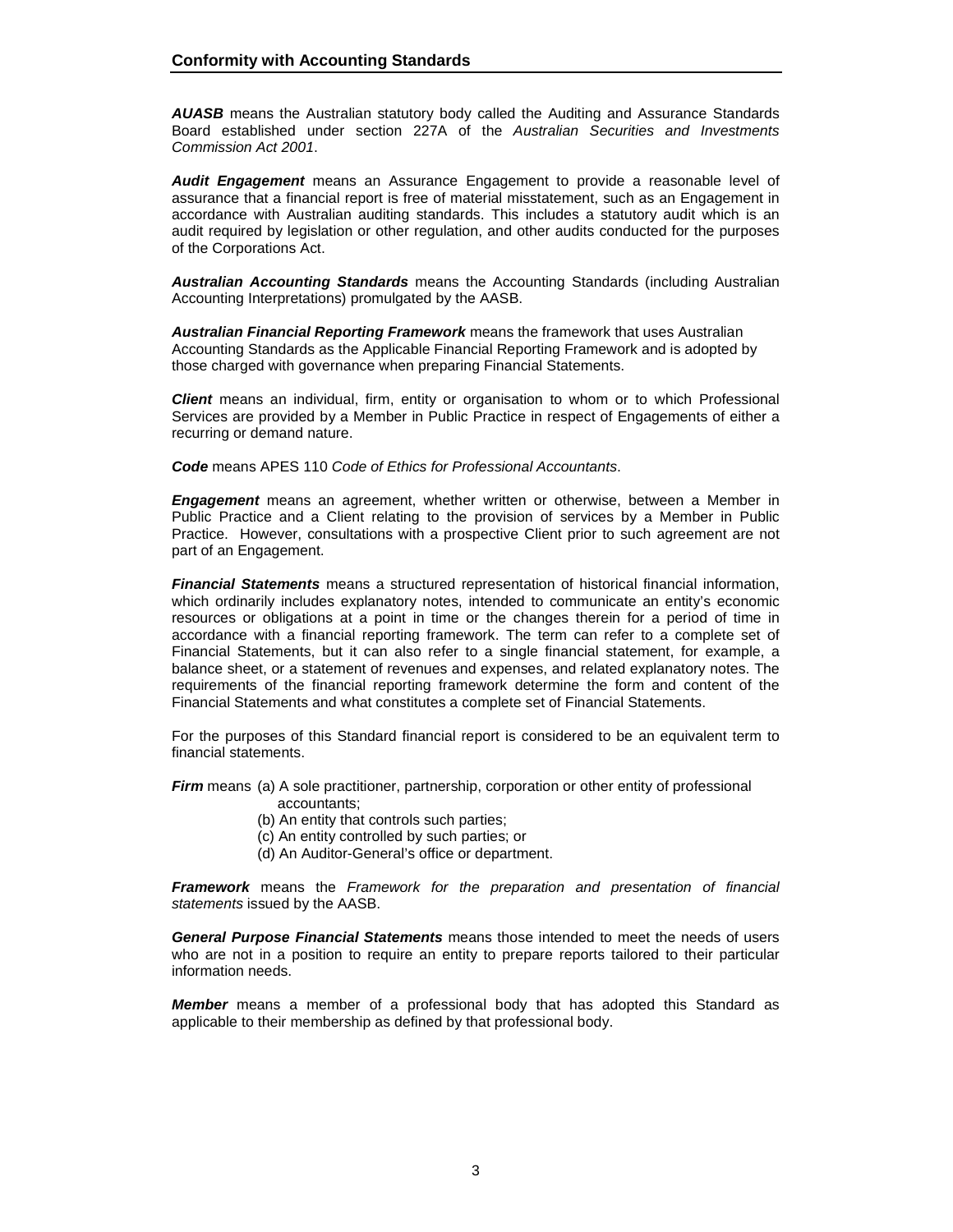***AUASB*** means the Australian statutory body called the Auditing and Assurance Standards Board established under section 227A of the *Australian Securities and Investments Commission Act 2001*.

***Audit Engagement*** means an Assurance Engagement to provide a reasonable level of assurance that a financial report is free of material misstatement, such as an Engagement in accordance with Australian auditing standards. This includes a statutory audit which is an audit required by legislation or other regulation, and other audits conducted for the purposes of the Corporations Act.

***Australian Accounting Standards*** means the Accounting Standards (including Australian Accounting Interpretations) promulgated by the AASB.

***Australian Financial Reporting Framework*** means the framework that uses Australian Accounting Standards as the Applicable Financial Reporting Framework and is adopted by those charged with governance when preparing Financial Statements.

***Client*** means an individual, firm, entity or organisation to whom or to which Professional Services are provided by a Member in Public Practice in respect of Engagements of either a recurring or demand nature.

***Code*** means APES 110 *Code of Ethics for Professional Accountants*.

***Engagement*** means an agreement, whether written or otherwise, between a Member in Public Practice and a Client relating to the provision of services by a Member in Public Practice. However, consultations with a prospective Client prior to such agreement are not part of an Engagement.

***Financial Statements*** means a structured representation of historical financial information, which ordinarily includes explanatory notes, intended to communicate an entity's economic resources or obligations at a point in time or the changes therein for a period of time in accordance with a financial reporting framework. The term can refer to a complete set of Financial Statements, but it can also refer to a single financial statement, for example, a balance sheet, or a statement of revenues and expenses, and related explanatory notes. The requirements of the financial reporting framework determine the form and content of the Financial Statements and what constitutes a complete set of Financial Statements.

For the purposes of this Standard financial report is considered to be an equivalent term to financial statements.

***Firm*** means
(a) A sole practitioner, partnership, corporation or other entity of professional accountants;
(b) An entity that controls such parties;
(c) An entity controlled by such parties; or
(d) An Auditor-General's office or department.

***Framework*** means the *Framework for the preparation and presentation of financial statements* issued by the AASB.

***General Purpose Financial Statements*** means those intended to meet the needs of users who are not in a position to require an entity to prepare reports tailored to their particular information needs.

***Member*** means a member of a professional body that has adopted this Standard as applicable to their membership as defined by that professional body.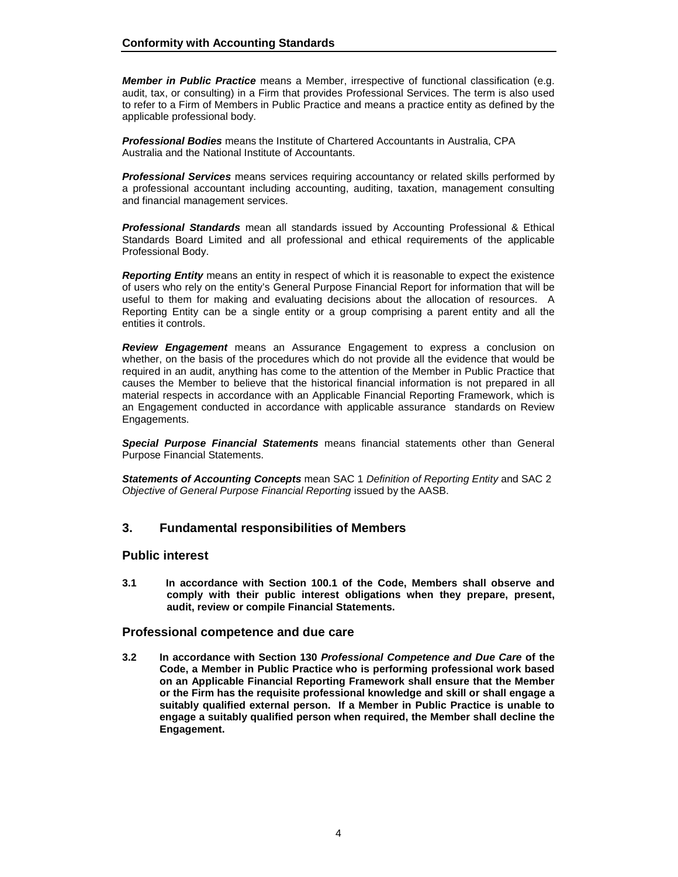***Member in Public Practice*** means a Member, irrespective of functional classification (e.g. audit, tax, or consulting) in a Firm that provides Professional Services. The term is also used to refer to a Firm of Members in Public Practice and means a practice entity as defined by the applicable professional body.

***Professional Bodies*** means the Institute of Chartered Accountants in Australia, CPA Australia and the National Institute of Accountants.

***Professional Services*** means services requiring accountancy or related skills performed by a professional accountant including accounting, auditing, taxation, management consulting and financial management services.

***Professional Standards*** mean all standards issued by Accounting Professional & Ethical Standards Board Limited and all professional and ethical requirements of the applicable Professional Body.

***Reporting Entity*** means an entity in respect of which it is reasonable to expect the existence of users who rely on the entity's General Purpose Financial Report for information that will be useful to them for making and evaluating decisions about the allocation of resources. A Reporting Entity can be a single entity or a group comprising a parent entity and all the entities it controls.

***Review Engagement*** means an Assurance Engagement to express a conclusion on whether, on the basis of the procedures which do not provide all the evidence that would be required in an audit, anything has come to the attention of the Member in Public Practice that causes the Member to believe that the historical financial information is not prepared in all material respects in accordance with an Applicable Financial Reporting Framework, which is an Engagement conducted in accordance with applicable assurance standards on Review Engagements.

***Special Purpose Financial Statements*** means financial statements other than General Purpose Financial Statements.

***Statements of Accounting Concepts*** mean SAC 1 *Definition of Reporting Entity* and SAC 2 *Objective of General Purpose Financial Reporting* issued by the AASB.

## 3. Fundamental responsibilities of Members

### Public interest

**3.1 In accordance with Section 100.1 of the Code, Members shall observe and comply with their public interest obligations when they prepare, present, audit, review or compile Financial Statements.**

### Professional competence and due care

**3.2 In accordance with Section 130 *Professional Competence and Due Care* of the Code, a Member in Public Practice who is performing professional work based on an Applicable Financial Reporting Framework shall ensure that the Member or the Firm has the requisite professional knowledge and skill or shall engage a suitably qualified external person. If a Member in Public Practice is unable to engage a suitably qualified person when required, the Member shall decline the Engagement.**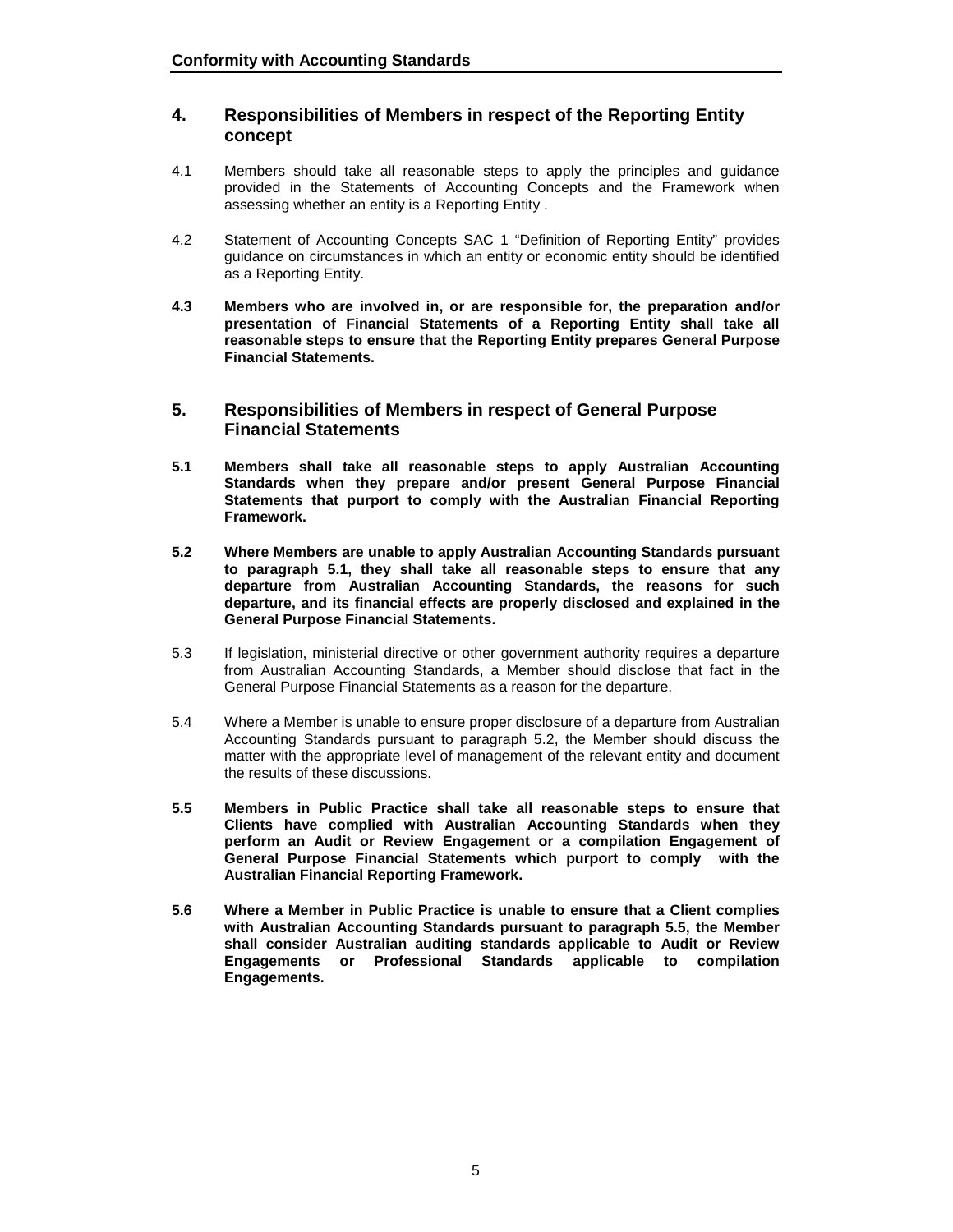## 4. Responsibilities of Members in respect of the Reporting Entity concept

4.1 Members should take all reasonable steps to apply the principles and guidance provided in the Statements of Accounting Concepts and the Framework when assessing whether an entity is a Reporting Entity .

4.2 Statement of Accounting Concepts SAC 1 "Definition of Reporting Entity" provides guidance on circumstances in which an entity or economic entity should be identified as a Reporting Entity.

**4.3 Members who are involved in, or are responsible for, the preparation and/or presentation of Financial Statements of a Reporting Entity shall take all reasonable steps to ensure that the Reporting Entity prepares General Purpose Financial Statements.**

## 5. Responsibilities of Members in respect of General Purpose Financial Statements

**5.1 Members shall take all reasonable steps to apply Australian Accounting Standards when they prepare and/or present General Purpose Financial Statements that purport to comply with the Australian Financial Reporting Framework.**

**5.2 Where Members are unable to apply Australian Accounting Standards pursuant to paragraph 5.1, they shall take all reasonable steps to ensure that any departure from Australian Accounting Standards, the reasons for such departure, and its financial effects are properly disclosed and explained in the General Purpose Financial Statements.**

5.3 If legislation, ministerial directive or other government authority requires a departure from Australian Accounting Standards, a Member should disclose that fact in the General Purpose Financial Statements as a reason for the departure.

5.4 Where a Member is unable to ensure proper disclosure of a departure from Australian Accounting Standards pursuant to paragraph 5.2, the Member should discuss the matter with the appropriate level of management of the relevant entity and document the results of these discussions.

**5.5 Members in Public Practice shall take all reasonable steps to ensure that Clients have complied with Australian Accounting Standards when they perform an Audit or Review Engagement or a compilation Engagement of General Purpose Financial Statements which purport to comply with the Australian Financial Reporting Framework.**

**5.6 Where a Member in Public Practice is unable to ensure that a Client complies with Australian Accounting Standards pursuant to paragraph 5.5, the Member shall consider Australian auditing standards applicable to Audit or Review Engagements or Professional Standards applicable to compilation Engagements.**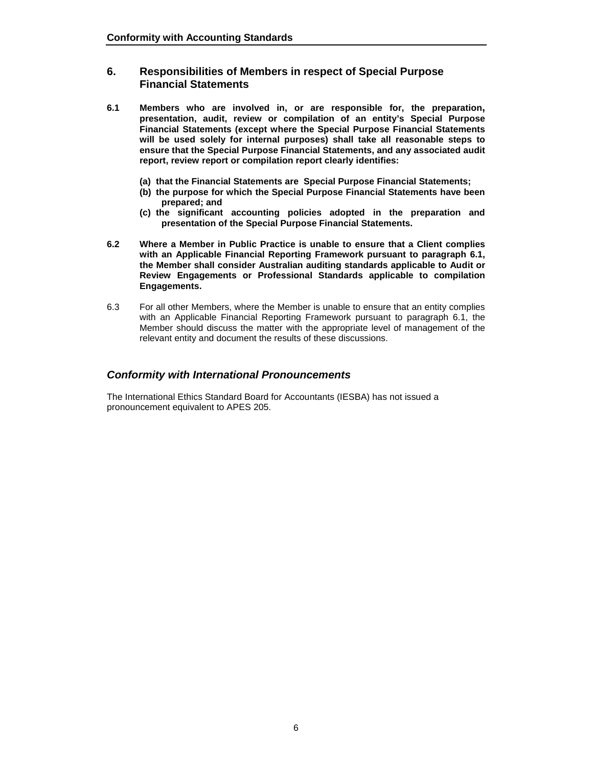## 6. Responsibilities of Members in respect of Special Purpose Financial Statements

**6.1 Members who are involved in, or are responsible for, the preparation, presentation, audit, review or compilation of an entity's Special Purpose Financial Statements (except where the Special Purpose Financial Statements will be used solely for internal purposes) shall take all reasonable steps to ensure that the Special Purpose Financial Statements, and any associated audit report, review report or compilation report clearly identifies:**

**(a) that the Financial Statements are Special Purpose Financial Statements;**
**(b) the purpose for which the Special Purpose Financial Statements have been prepared; and**
**(c) the significant accounting policies adopted in the preparation and presentation of the Special Purpose Financial Statements.**

**6.2 Where a Member in Public Practice is unable to ensure that a Client complies with an Applicable Financial Reporting Framework pursuant to paragraph 6.1, the Member shall consider Australian auditing standards applicable to Audit or Review Engagements or Professional Standards applicable to compilation Engagements.**

6.3 For all other Members, where the Member is unable to ensure that an entity complies with an Applicable Financial Reporting Framework pursuant to paragraph 6.1, the Member should discuss the matter with the appropriate level of management of the relevant entity and document the results of these discussions.

## *Conformity with International Pronouncements*

The International Ethics Standard Board for Accountants (IESBA) has not issued a pronouncement equivalent to APES 205.